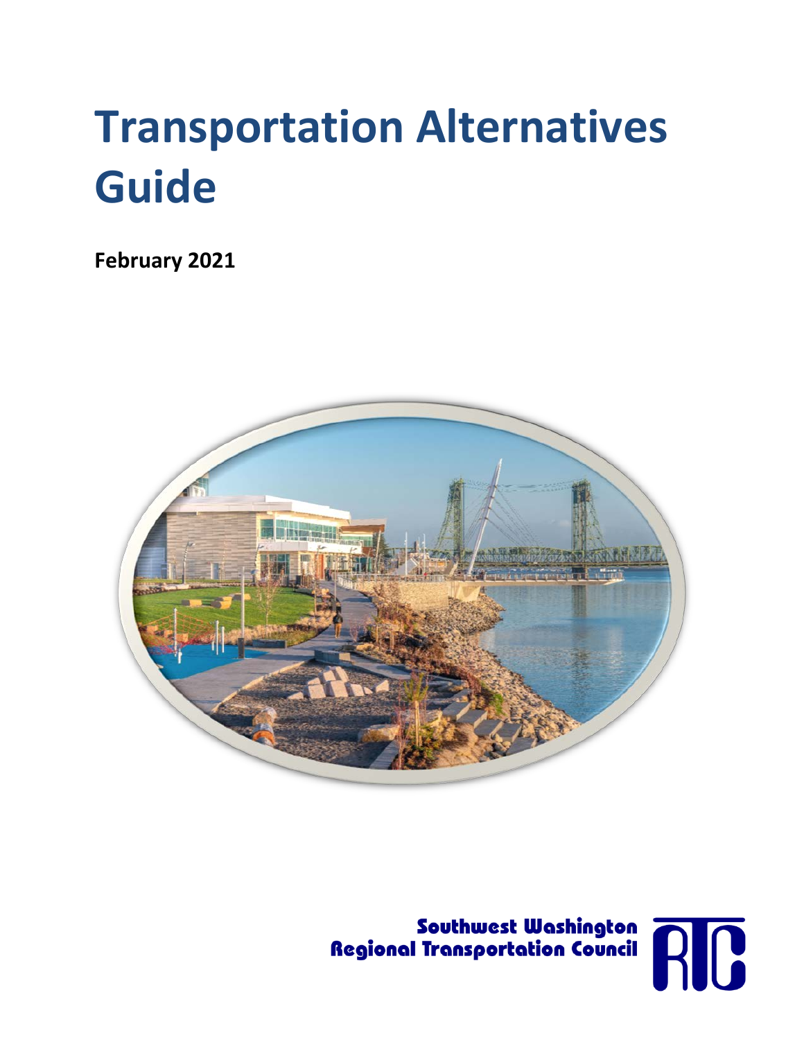# Transportation Alternatives Guide

**February 2021**

Southwest Washington Regional Transportation Council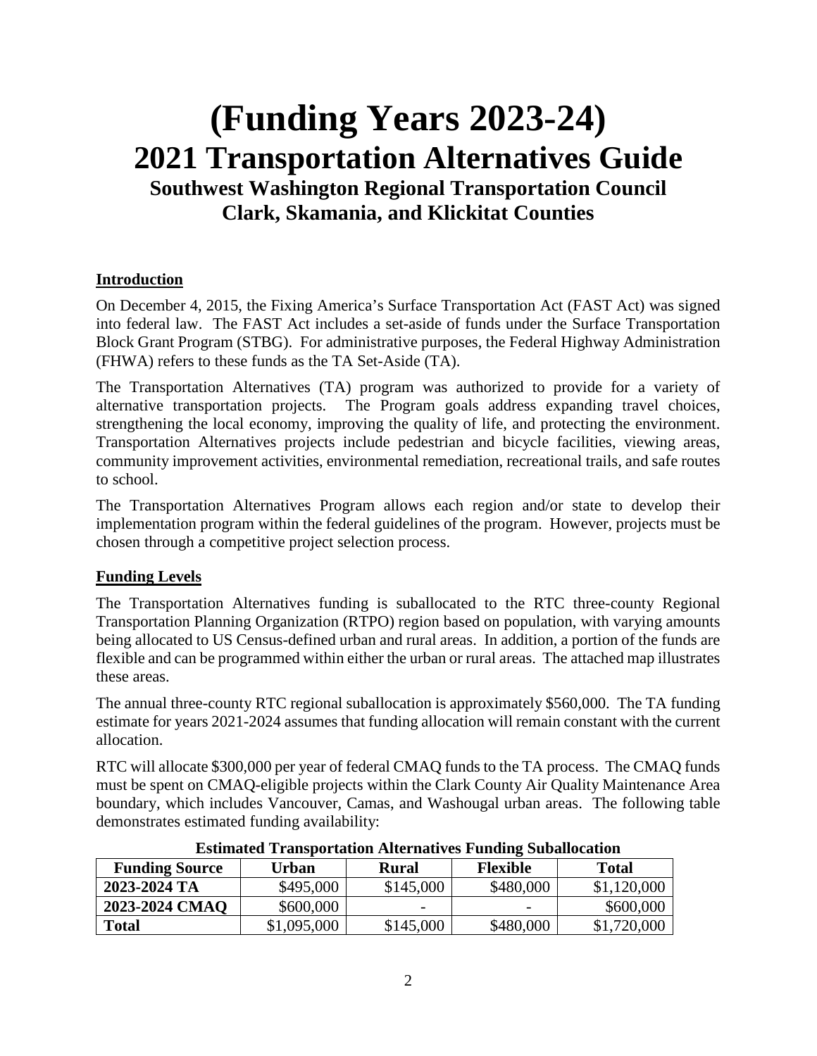# (Funding Years 2023-24)
# 2021 Transportation Alternatives Guide
## Southwest Washington Regional Transportation Council
## Clark, Skamania, and Klickitat Counties

### Introduction

On December 4, 2015, the Fixing America's Surface Transportation Act (FAST Act) was signed into federal law. The FAST Act includes a set-aside of funds under the Surface Transportation Block Grant Program (STBG). For administrative purposes, the Federal Highway Administration (FHWA) refers to these funds as the TA Set-Aside (TA).

The Transportation Alternatives (TA) program was authorized to provide for a variety of alternative transportation projects. The Program goals address expanding travel choices, strengthening the local economy, improving the quality of life, and protecting the environment. Transportation Alternatives projects include pedestrian and bicycle facilities, viewing areas, community improvement activities, environmental remediation, recreational trails, and safe routes to school.

The Transportation Alternatives Program allows each region and/or state to develop their implementation program within the federal guidelines of the program. However, projects must be chosen through a competitive project selection process.

### Funding Levels

The Transportation Alternatives funding is suballocated to the RTC three-county Regional Transportation Planning Organization (RTPO) region based on population, with varying amounts being allocated to US Census-defined urban and rural areas. In addition, a portion of the funds are flexible and can be programmed within either the urban or rural areas. The attached map illustrates these areas.

The annual three-county RTC regional suballocation is approximately $560,000. The TA funding estimate for years 2021-2024 assumes that funding allocation will remain constant with the current allocation.

RTC will allocate $300,000 per year of federal CMAQ funds to the TA process. The CMAQ funds must be spent on CMAQ-eligible projects within the Clark County Air Quality Maintenance Area boundary, which includes Vancouver, Camas, and Washougal urban areas. The following table demonstrates estimated funding availability:

**Estimated Transportation Alternatives Funding Suballocation**

| Funding Source | Urban | Rural | Flexible | Total |
|---|---|---|---|---|
| **2023-2024 TA** | $495,000 | $145,000 | $480,000 | $1,120,000 |
| **2023-2024 CMAQ** | $600,000 | - | - | $600,000 |
| **Total** | $1,095,000 | $145,000 | $480,000 | $1,720,000 |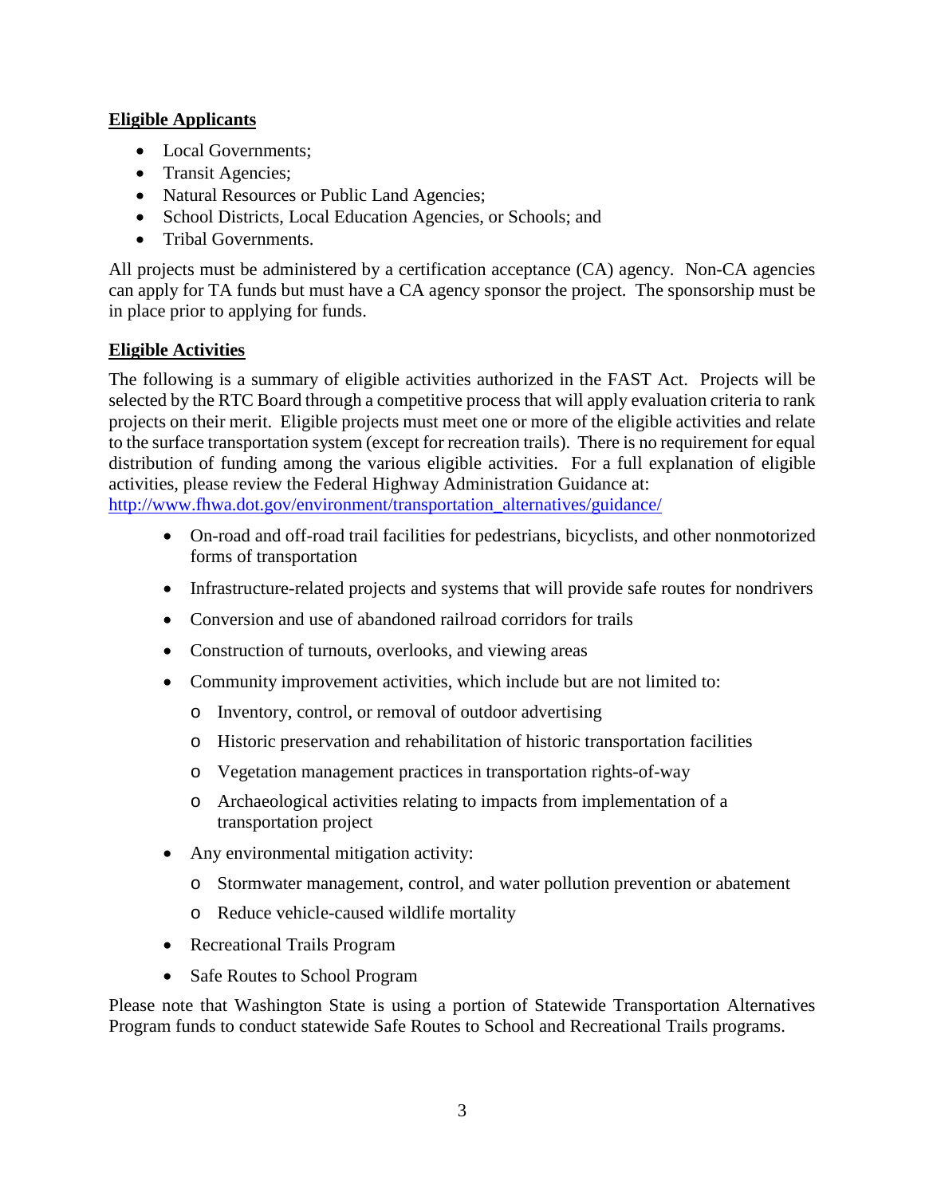## Eligible Applicants

- Local Governments;
- Transit Agencies;
- Natural Resources or Public Land Agencies;
- School Districts, Local Education Agencies, or Schools; and
- Tribal Governments.

All projects must be administered by a certification acceptance (CA) agency. Non-CA agencies can apply for TA funds but must have a CA agency sponsor the project. The sponsorship must be in place prior to applying for funds.

## Eligible Activities

The following is a summary of eligible activities authorized in the FAST Act. Projects will be selected by the RTC Board through a competitive process that will apply evaluation criteria to rank projects on their merit. Eligible projects must meet one or more of the eligible activities and relate to the surface transportation system (except for recreation trails). There is no requirement for equal distribution of funding among the various eligible activities. For a full explanation of eligible activities, please review the Federal Highway Administration Guidance at: [http://www.fhwa.dot.gov/environment/transportation_alternatives/guidance/](http://www.fhwa.dot.gov/environment/transportation_alternatives/guidance/)

- On-road and off-road trail facilities for pedestrians, bicyclists, and other nonmotorized forms of transportation
- Infrastructure-related projects and systems that will provide safe routes for nondrivers
- Conversion and use of abandoned railroad corridors for trails
- Construction of turnouts, overlooks, and viewing areas
- Community improvement activities, which include but are not limited to:
  - Inventory, control, or removal of outdoor advertising
  - Historic preservation and rehabilitation of historic transportation facilities
  - Vegetation management practices in transportation rights-of-way
  - Archaeological activities relating to impacts from implementation of a transportation project
- Any environmental mitigation activity:
  - Stormwater management, control, and water pollution prevention or abatement
  - Reduce vehicle-caused wildlife mortality
- Recreational Trails Program
- Safe Routes to School Program

Please note that Washington State is using a portion of Statewide Transportation Alternatives Program funds to conduct statewide Safe Routes to School and Recreational Trails programs.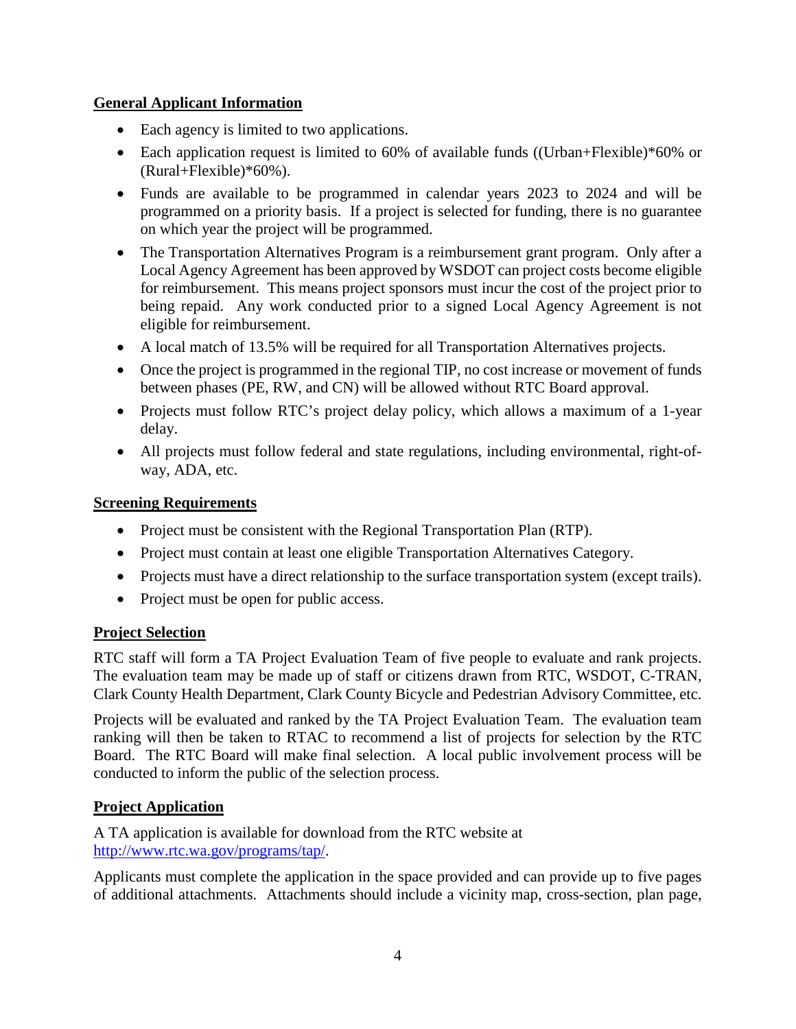## General Applicant Information

- Each agency is limited to two applications.
- Each application request is limited to 60% of available funds ((Urban+Flexible)*60% or (Rural+Flexible)*60%).
- Funds are available to be programmed in calendar years 2023 to 2024 and will be programmed on a priority basis. If a project is selected for funding, there is no guarantee on which year the project will be programmed.
- The Transportation Alternatives Program is a reimbursement grant program. Only after a Local Agency Agreement has been approved by WSDOT can project costs become eligible for reimbursement. This means project sponsors must incur the cost of the project prior to being repaid. Any work conducted prior to a signed Local Agency Agreement is not eligible for reimbursement.
- A local match of 13.5% will be required for all Transportation Alternatives projects.
- Once the project is programmed in the regional TIP, no cost increase or movement of funds between phases (PE, RW, and CN) will be allowed without RTC Board approval.
- Projects must follow RTC's project delay policy, which allows a maximum of a 1-year delay.
- All projects must follow federal and state regulations, including environmental, right-of-way, ADA, etc.

## Screening Requirements

- Project must be consistent with the Regional Transportation Plan (RTP).
- Project must contain at least one eligible Transportation Alternatives Category.
- Projects must have a direct relationship to the surface transportation system (except trails).
- Project must be open for public access.

## Project Selection

RTC staff will form a TA Project Evaluation Team of five people to evaluate and rank projects. The evaluation team may be made up of staff or citizens drawn from RTC, WSDOT, C-TRAN, Clark County Health Department, Clark County Bicycle and Pedestrian Advisory Committee, etc.

Projects will be evaluated and ranked by the TA Project Evaluation Team. The evaluation team ranking will then be taken to RTAC to recommend a list of projects for selection by the RTC Board. The RTC Board will make final selection. A local public involvement process will be conducted to inform the public of the selection process.

## Project Application

A TA application is available for download from the RTC website at [http://www.rtc.wa.gov/programs/tap/](http://www.rtc.wa.gov/programs/tap/).

Applicants must complete the application in the space provided and can provide up to five pages of additional attachments. Attachments should include a vicinity map, cross-section, plan page,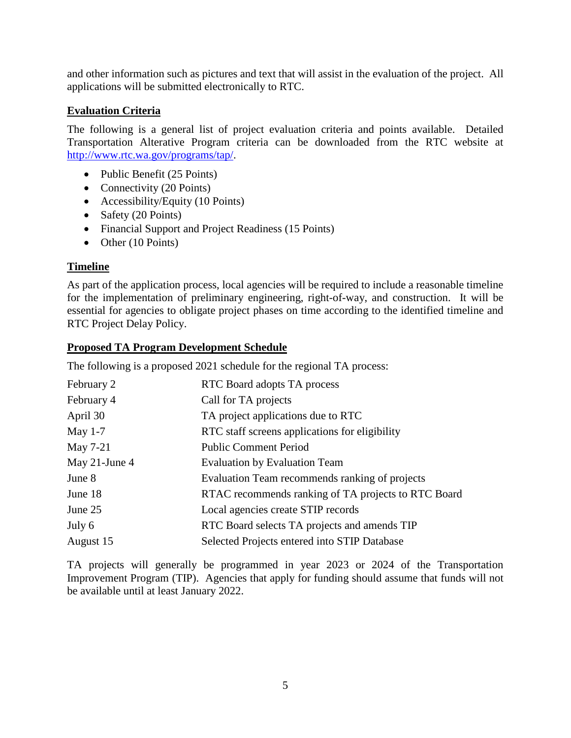and other information such as pictures and text that will assist in the evaluation of the project. All applications will be submitted electronically to RTC.

**Evaluation Criteria**

The following is a general list of project evaluation criteria and points available. Detailed Transportation Alterative Program criteria can be downloaded from the RTC website at http://www.rtc.wa.gov/programs/tap/.

- Public Benefit (25 Points)
- Connectivity (20 Points)
- Accessibility/Equity (10 Points)
- Safety (20 Points)
- Financial Support and Project Readiness (15 Points)
- Other (10 Points)

**Timeline**

As part of the application process, local agencies will be required to include a reasonable timeline for the implementation of preliminary engineering, right-of-way, and construction. It will be essential for agencies to obligate project phases on time according to the identified timeline and RTC Project Delay Policy.

**Proposed TA Program Development Schedule**

The following is a proposed 2021 schedule for the regional TA process:

| | |
|---|---|
| February 2 | RTC Board adopts TA process |
| February 4 | Call for TA projects |
| April 30 | TA project applications due to RTC |
| May 1-7 | RTC staff screens applications for eligibility |
| May 7-21 | Public Comment Period |
| May 21-June 4 | Evaluation by Evaluation Team |
| June 8 | Evaluation Team recommends ranking of projects |
| June 18 | RTAC recommends ranking of TA projects to RTC Board |
| June 25 | Local agencies create STIP records |
| July 6 | RTC Board selects TA projects and amends TIP |
| August 15 | Selected Projects entered into STIP Database |

TA projects will generally be programmed in year 2023 or 2024 of the Transportation Improvement Program (TIP). Agencies that apply for funding should assume that funds will not be available until at least January 2022.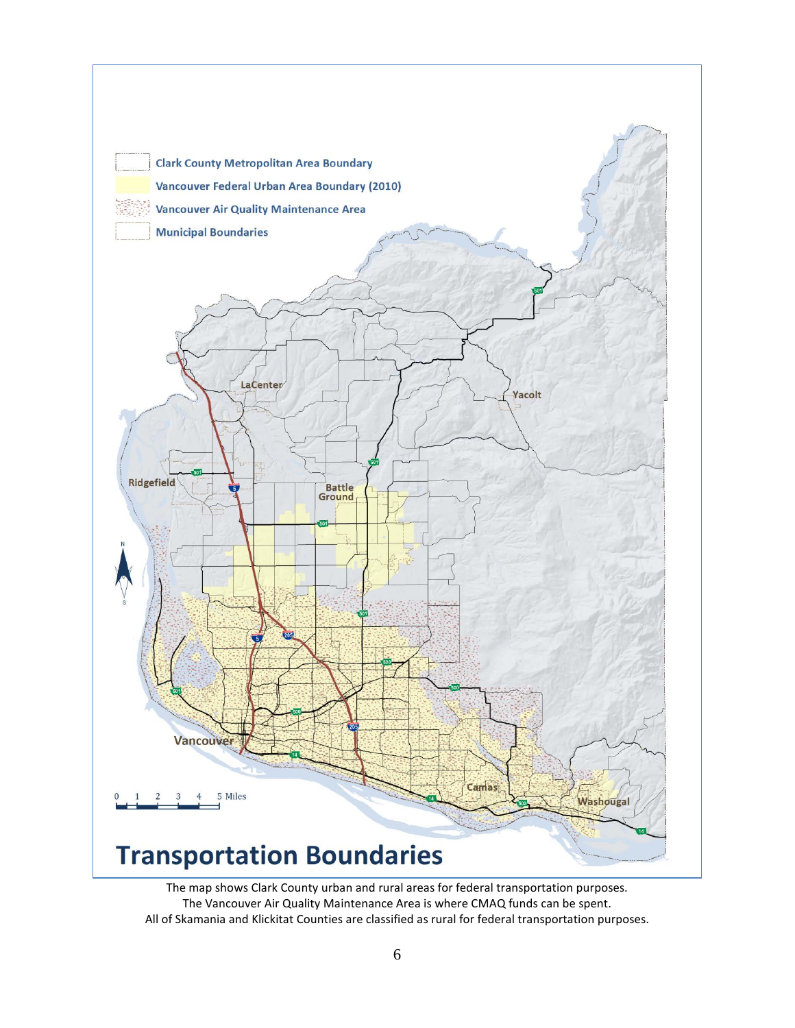Clark County Metropolitan Area Boundary

Vancouver Federal Urban Area Boundary (2010)

Vancouver Air Quality Maintenance Area

Municipal Boundaries

LaCenter

Yacolt

Ridgefield

Battle Ground

Vancouver

Camas

Washougal

0 1 2 3 4 5 Miles

# Transportation Boundaries

The map shows Clark County urban and rural areas for federal transportation purposes.
The Vancouver Air Quality Maintenance Area is where CMAQ funds can be spent.
All of Skamania and Klickitat Counties are classified as rural for federal transportation purposes.